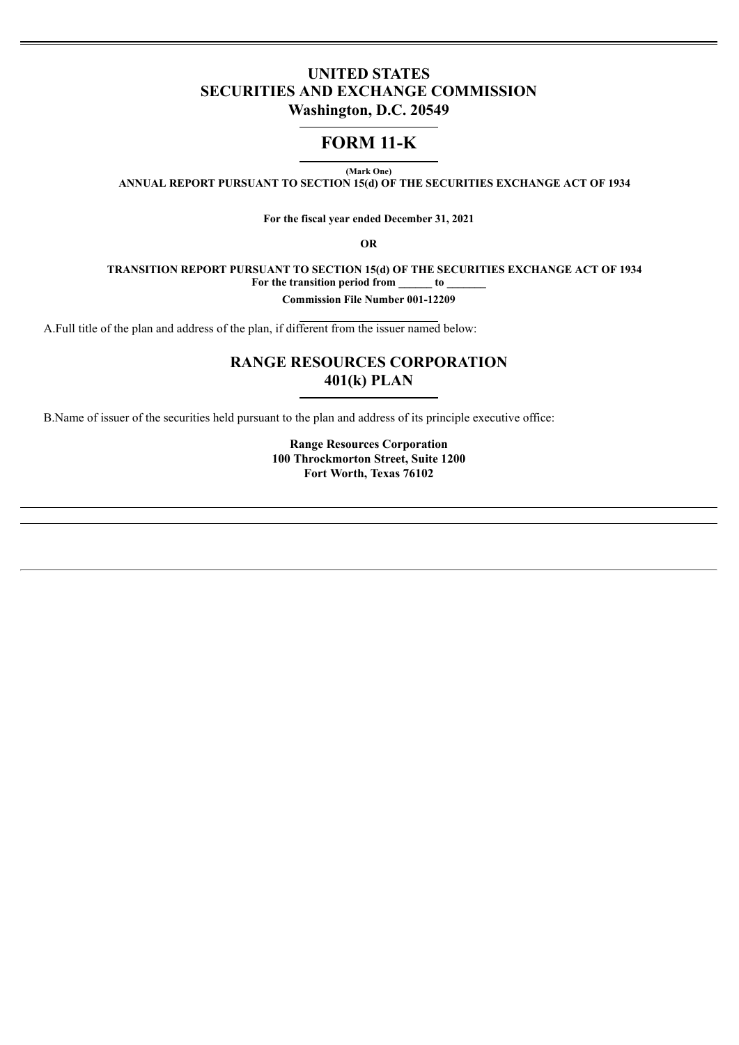# UNITED STATES
# SECURITIES AND EXCHANGE COMMISSION
## Washington, D.C. 20549

# FORM 11-K

(Mark One)

**ANNUAL REPORT PURSUANT TO SECTION 15(d) OF THE SECURITIES EXCHANGE ACT OF 1934**

**For the fiscal year ended December 31, 2021**

**OR**

**TRANSITION REPORT PURSUANT TO SECTION 15(d) OF THE SECURITIES EXCHANGE ACT OF 1934**
**For the transition period from ______ to _______**

**Commission File Number 001-12209**

A.Full title of the plan and address of the plan, if different from the issuer named below:

## RANGE RESOURCES CORPORATION 401(k) PLAN

B.Name of issuer of the securities held pursuant to the plan and address of its principle executive office:

**Range Resources Corporation**
**100 Throckmorton Street, Suite 1200**
**Fort Worth, Texas 76102**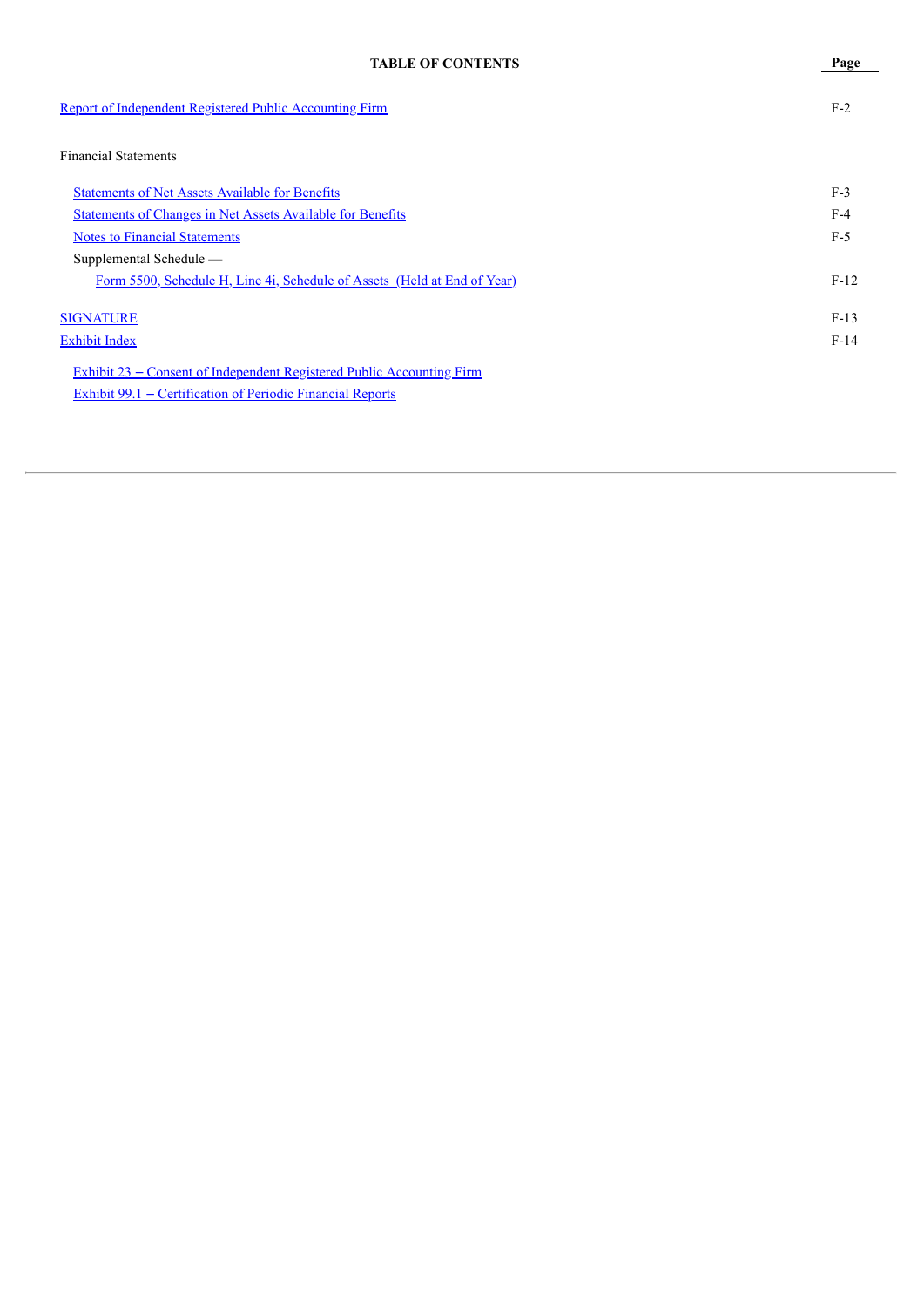# TABLE OF CONTENTS

| | Page |
|---|---|
| Report of Independent Registered Public Accounting Firm | F-2 |
| Financial Statements | |
| Statements of Net Assets Available for Benefits | F-3 |
| Statements of Changes in Net Assets Available for Benefits | F-4 |
| Notes to Financial Statements | F-5 |
| Supplemental Schedule — | |
| Form 5500, Schedule H, Line 4i, Schedule of Assets (Held at End of Year) | F-12 |
| SIGNATURE | F-13 |
| Exhibit Index | F-14 |
| Exhibit 23 – Consent of Independent Registered Public Accounting Firm | |
| Exhibit 99.1 – Certification of Periodic Financial Reports | |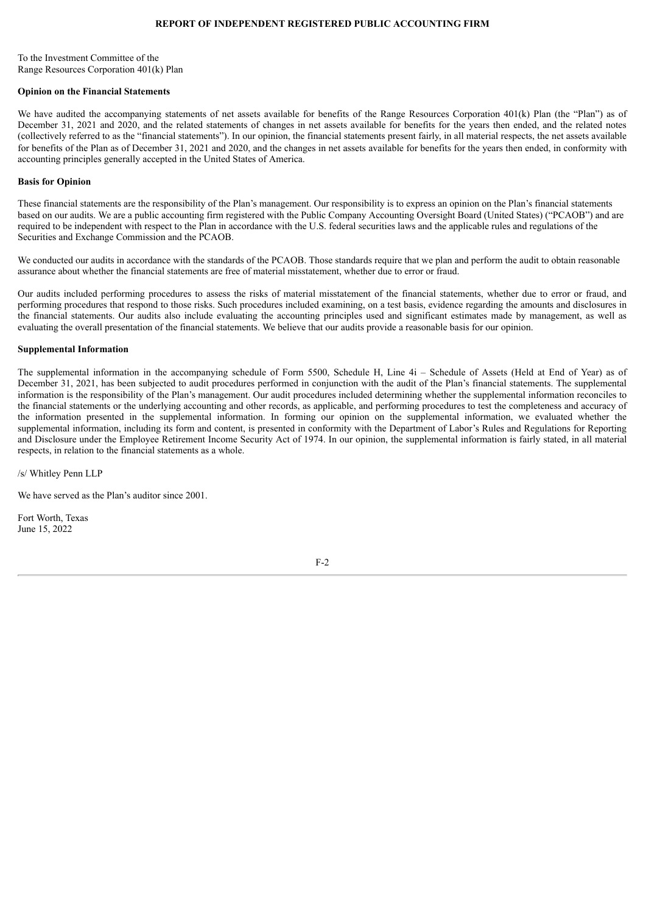# REPORT OF INDEPENDENT REGISTERED PUBLIC ACCOUNTING FIRM

To the Investment Committee of the
Range Resources Corporation 401(k) Plan

**Opinion on the Financial Statements**

We have audited the accompanying statements of net assets available for benefits of the Range Resources Corporation 401(k) Plan (the "Plan") as of December 31, 2021 and 2020, and the related statements of changes in net assets available for benefits for the years then ended, and the related notes (collectively referred to as the "financial statements"). In our opinion, the financial statements present fairly, in all material respects, the net assets available for benefits of the Plan as of December 31, 2021 and 2020, and the changes in net assets available for benefits for the years then ended, in conformity with accounting principles generally accepted in the United States of America.

**Basis for Opinion**

These financial statements are the responsibility of the Plan's management. Our responsibility is to express an opinion on the Plan's financial statements based on our audits. We are a public accounting firm registered with the Public Company Accounting Oversight Board (United States) ("PCAOB") and are required to be independent with respect to the Plan in accordance with the U.S. federal securities laws and the applicable rules and regulations of the Securities and Exchange Commission and the PCAOB.

We conducted our audits in accordance with the standards of the PCAOB. Those standards require that we plan and perform the audit to obtain reasonable assurance about whether the financial statements are free of material misstatement, whether due to error or fraud.

Our audits included performing procedures to assess the risks of material misstatement of the financial statements, whether due to error or fraud, and performing procedures that respond to those risks. Such procedures included examining, on a test basis, evidence regarding the amounts and disclosures in the financial statements. Our audits also include evaluating the accounting principles used and significant estimates made by management, as well as evaluating the overall presentation of the financial statements. We believe that our audits provide a reasonable basis for our opinion.

**Supplemental Information**

The supplemental information in the accompanying schedule of Form 5500, Schedule H, Line 4i – Schedule of Assets (Held at End of Year) as of December 31, 2021, has been subjected to audit procedures performed in conjunction with the audit of the Plan's financial statements. The supplemental information is the responsibility of the Plan's management. Our audit procedures included determining whether the supplemental information reconciles to the financial statements or the underlying accounting and other records, as applicable, and performing procedures to test the completeness and accuracy of the information presented in the supplemental information. In forming our opinion on the supplemental information, we evaluated whether the supplemental information, including its form and content, is presented in conformity with the Department of Labor's Rules and Regulations for Reporting and Disclosure under the Employee Retirement Income Security Act of 1974. In our opinion, the supplemental information is fairly stated, in all material respects, in relation to the financial statements as a whole.

/s/ Whitley Penn LLP

We have served as the Plan's auditor since 2001.

Fort Worth, Texas
June 15, 2022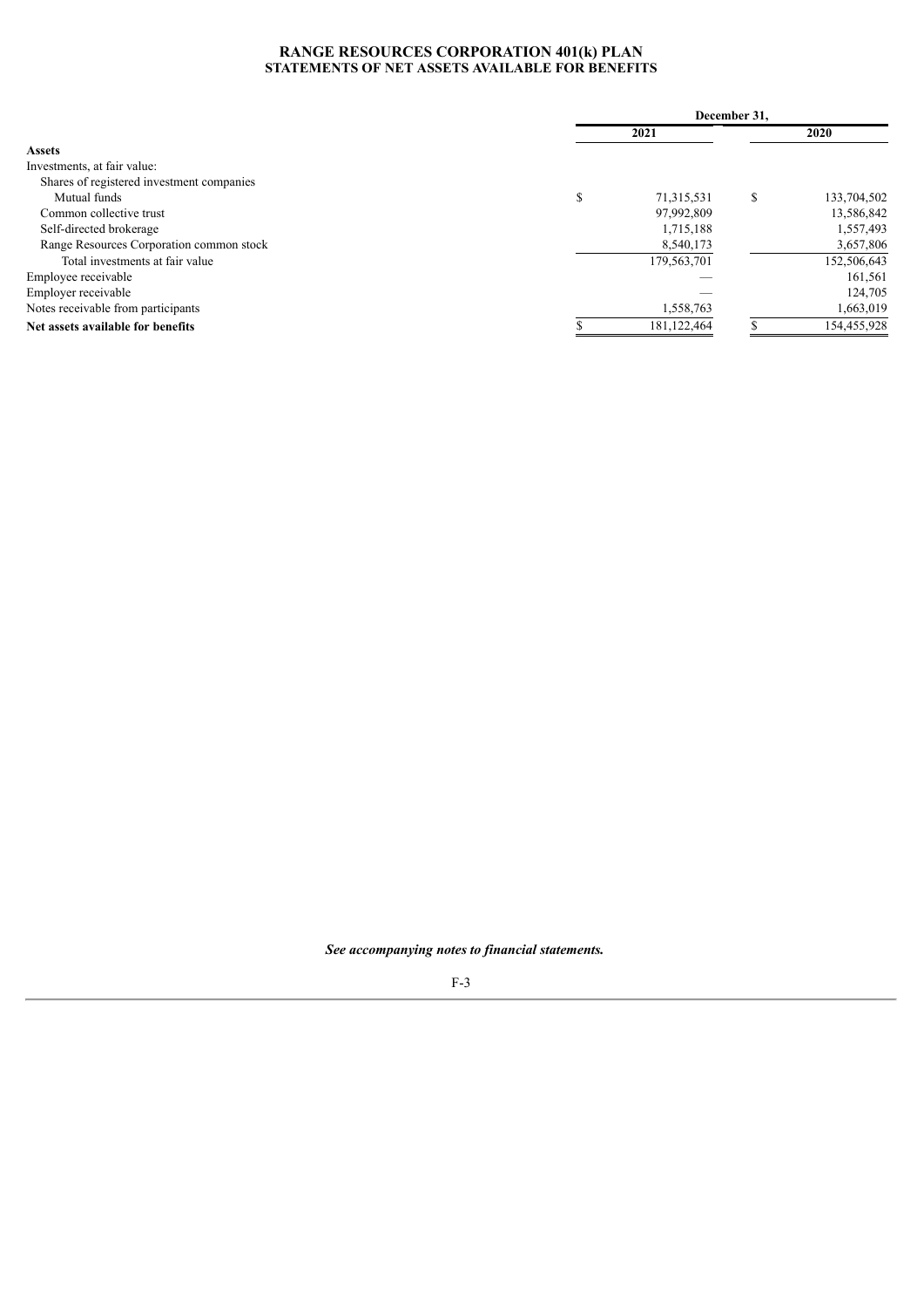# RANGE RESOURCES CORPORATION 401(k) PLAN
## STATEMENTS OF NET ASSETS AVAILABLE FOR BENEFITS

| | December 31, | |
|---|---|---|
| | 2021 | 2020 |
| **Assets** | | |
| Investments, at fair value: | | |
| Shares of registered investment companies | | |
| Mutual funds | $ 71,315,531 | $ 133,704,502 |
| Common collective trust | 97,992,809 | 13,586,842 |
| Self-directed brokerage | 1,715,188 | 1,557,493 |
| Range Resources Corporation common stock | 8,540,173 | 3,657,806 |
| Total investments at fair value | 179,563,701 | 152,506,643 |
| Employee receivable | — | 161,561 |
| Employer receivable | — | 124,705 |
| Notes receivable from participants | 1,558,763 | 1,663,019 |
| **Net assets available for benefits** | $ 181,122,464 | $ 154,455,928 |

***See accompanying notes to financial statements.***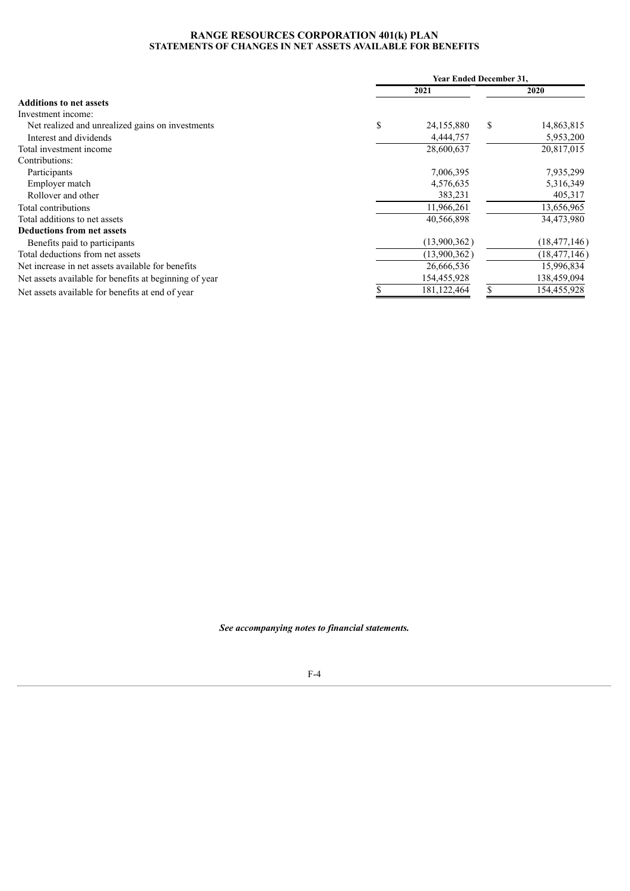**RANGE RESOURCES CORPORATION 401(k) PLAN**
**STATEMENTS OF CHANGES IN NET ASSETS AVAILABLE FOR BENEFITS**

| | Year Ended December 31, | |
|---|---|---|
| | 2021 | 2020 |
| **Additions to net assets** | | |
| Investment income: | | |
| Net realized and unrealized gains on investments | $ 24,155,880 | $ 14,863,815 |
| Interest and dividends | 4,444,757 | 5,953,200 |
| Total investment income | 28,600,637 | 20,817,015 |
| Contributions: | | |
| Participants | 7,006,395 | 7,935,299 |
| Employer match | 4,576,635 | 5,316,349 |
| Rollover and other | 383,231 | 405,317 |
| Total contributions | 11,966,261 | 13,656,965 |
| Total additions to net assets | 40,566,898 | 34,473,980 |
| **Deductions from net assets** | | |
| Benefits paid to participants | (13,900,362) | (18,477,146) |
| Total deductions from net assets | (13,900,362) | (18,477,146) |
| Net increase in net assets available for benefits | 26,666,536 | 15,996,834 |
| Net assets available for benefits at beginning of year | 154,455,928 | 138,459,094 |
| Net assets available for benefits at end of year | $ 181,122,464 | $ 154,455,928 |

***See accompanying notes to financial statements.***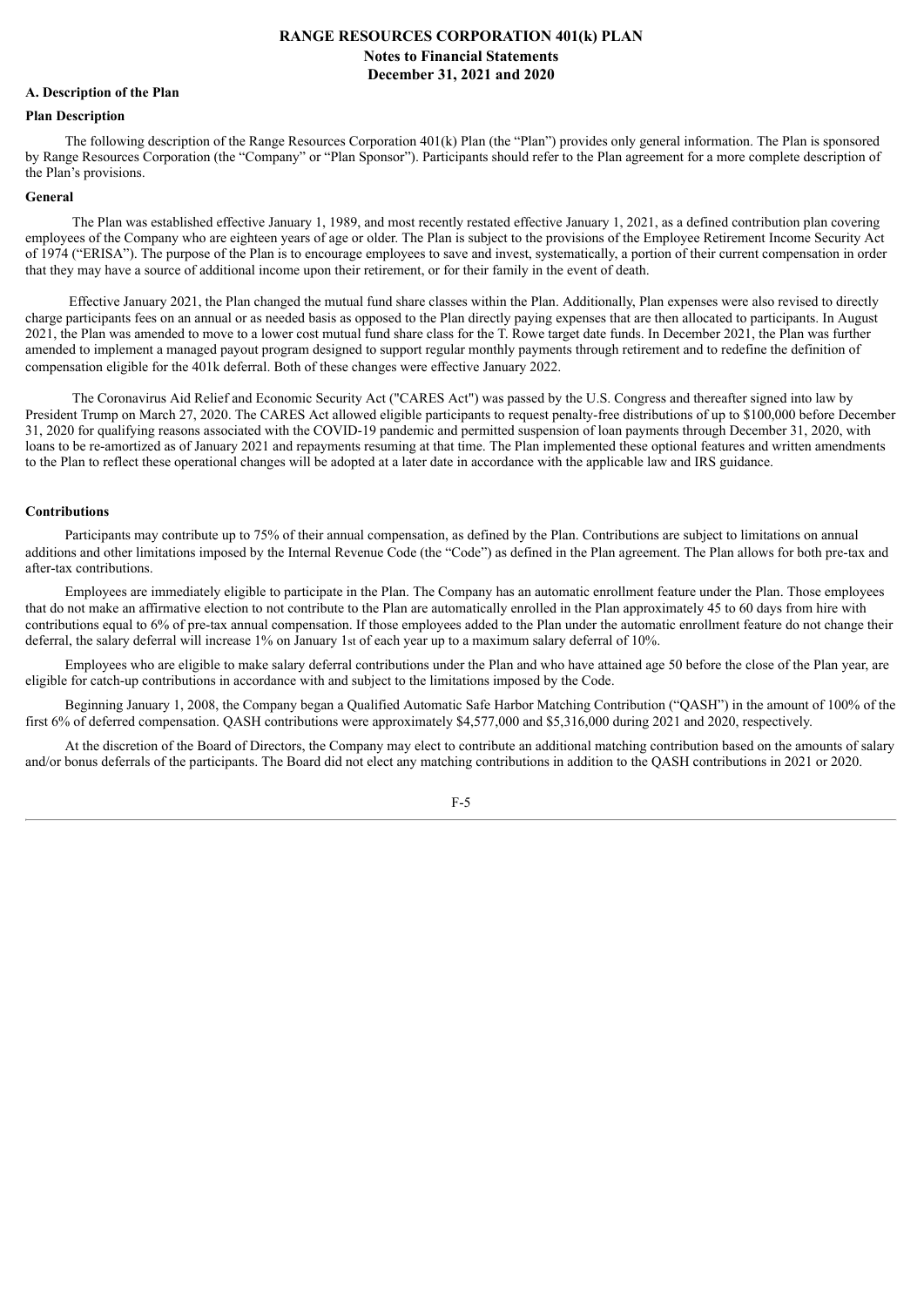# RANGE RESOURCES CORPORATION 401(k) PLAN
## Notes to Financial Statements
## December 31, 2021 and 2020

### A. Description of the Plan

**Plan Description**

The following description of the Range Resources Corporation 401(k) Plan (the "Plan") provides only general information. The Plan is sponsored by Range Resources Corporation (the "Company" or "Plan Sponsor"). Participants should refer to the Plan agreement for a more complete description of the Plan's provisions.

**General**

The Plan was established effective January 1, 1989, and most recently restated effective January 1, 2021, as a defined contribution plan covering employees of the Company who are eighteen years of age or older. The Plan is subject to the provisions of the Employee Retirement Income Security Act of 1974 ("ERISA"). The purpose of the Plan is to encourage employees to save and invest, systematically, a portion of their current compensation in order that they may have a source of additional income upon their retirement, or for their family in the event of death.

Effective January 2021, the Plan changed the mutual fund share classes within the Plan. Additionally, Plan expenses were also revised to directly charge participants fees on an annual or as needed basis as opposed to the Plan directly paying expenses that are then allocated to participants. In August 2021, the Plan was amended to move to a lower cost mutual fund share class for the T. Rowe target date funds. In December 2021, the Plan was further amended to implement a managed payout program designed to support regular monthly payments through retirement and to redefine the definition of compensation eligible for the 401k deferral. Both of these changes were effective January 2022.

The Coronavirus Aid Relief and Economic Security Act ("CARES Act") was passed by the U.S. Congress and thereafter signed into law by President Trump on March 27, 2020. The CARES Act allowed eligible participants to request penalty-free distributions of up to $100,000 before December 31, 2020 for qualifying reasons associated with the COVID-19 pandemic and permitted suspension of loan payments through December 31, 2020, with loans to be re-amortized as of January 2021 and repayments resuming at that time. The Plan implemented these optional features and written amendments to the Plan to reflect these operational changes will be adopted at a later date in accordance with the applicable law and IRS guidance.

**Contributions**

Participants may contribute up to 75% of their annual compensation, as defined by the Plan. Contributions are subject to limitations on annual additions and other limitations imposed by the Internal Revenue Code (the "Code") as defined in the Plan agreement. The Plan allows for both pre-tax and after-tax contributions.

Employees are immediately eligible to participate in the Plan. The Company has an automatic enrollment feature under the Plan. Those employees that do not make an affirmative election to not contribute to the Plan are automatically enrolled in the Plan approximately 45 to 60 days from hire with contributions equal to 6% of pre-tax annual compensation. If those employees added to the Plan under the automatic enrollment feature do not change their deferral, the salary deferral will increase 1% on January 1st of each year up to a maximum salary deferral of 10%.

Employees who are eligible to make salary deferral contributions under the Plan and who have attained age 50 before the close of the Plan year, are eligible for catch-up contributions in accordance with and subject to the limitations imposed by the Code.

Beginning January 1, 2008, the Company began a Qualified Automatic Safe Harbor Matching Contribution ("QASH") in the amount of 100% of the first 6% of deferred compensation. QASH contributions were approximately $4,577,000 and $5,316,000 during 2021 and 2020, respectively.

At the discretion of the Board of Directors, the Company may elect to contribute an additional matching contribution based on the amounts of salary and/or bonus deferrals of the participants. The Board did not elect any matching contributions in addition to the QASH contributions in 2021 or 2020.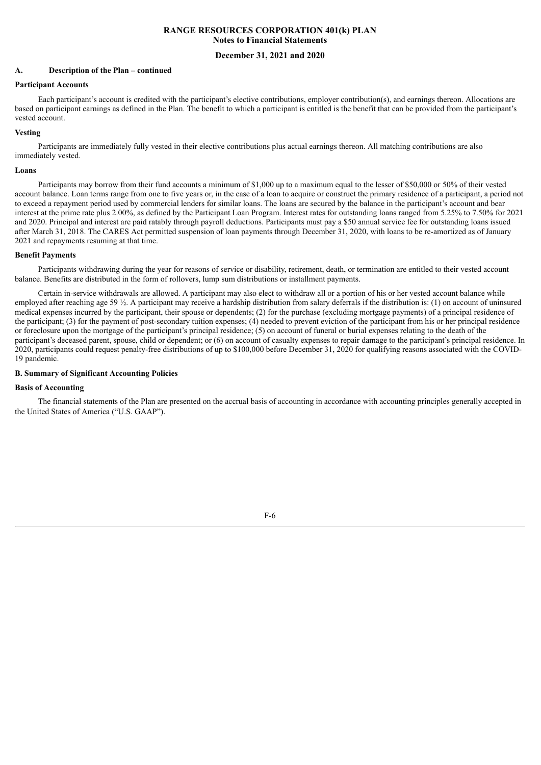**RANGE RESOURCES CORPORATION 401(k) PLAN**
**Notes to Financial Statements**

**December 31, 2021 and 2020**

## A. Description of the Plan – continued

### Participant Accounts

Each participant's account is credited with the participant's elective contributions, employer contribution(s), and earnings thereon. Allocations are based on participant earnings as defined in the Plan. The benefit to which a participant is entitled is the benefit that can be provided from the participant's vested account.

### Vesting

Participants are immediately fully vested in their elective contributions plus actual earnings thereon. All matching contributions are also immediately vested.

### Loans

Participants may borrow from their fund accounts a minimum of $1,000 up to a maximum equal to the lesser of $50,000 or 50% of their vested account balance. Loan terms range from one to five years or, in the case of a loan to acquire or construct the primary residence of a participant, a period not to exceed a repayment period used by commercial lenders for similar loans. The loans are secured by the balance in the participant's account and bear interest at the prime rate plus 2.00%, as defined by the Participant Loan Program. Interest rates for outstanding loans ranged from 5.25% to 7.50% for 2021 and 2020. Principal and interest are paid ratably through payroll deductions. Participants must pay a $50 annual service fee for outstanding loans issued after March 31, 2018. The CARES Act permitted suspension of loan payments through December 31, 2020, with loans to be re-amortized as of January 2021 and repayments resuming at that time.

### Benefit Payments

Participants withdrawing during the year for reasons of service or disability, retirement, death, or termination are entitled to their vested account balance. Benefits are distributed in the form of rollovers, lump sum distributions or installment payments.

Certain in-service withdrawals are allowed. A participant may also elect to withdraw all or a portion of his or her vested account balance while employed after reaching age 59 ½. A participant may receive a hardship distribution from salary deferrals if the distribution is: (1) on account of uninsured medical expenses incurred by the participant, their spouse or dependents; (2) for the purchase (excluding mortgage payments) of a principal residence of the participant; (3) for the payment of post-secondary tuition expenses; (4) needed to prevent eviction of the participant from his or her principal residence or foreclosure upon the mortgage of the participant's principal residence; (5) on account of funeral or burial expenses relating to the death of the participant's deceased parent, spouse, child or dependent; or (6) on account of casualty expenses to repair damage to the participant's principal residence. In 2020, participants could request penalty-free distributions of up to $100,000 before December 31, 2020 for qualifying reasons associated with the COVID-19 pandemic.

## B. Summary of Significant Accounting Policies

### Basis of Accounting

The financial statements of the Plan are presented on the accrual basis of accounting in accordance with accounting principles generally accepted in the United States of America ("U.S. GAAP").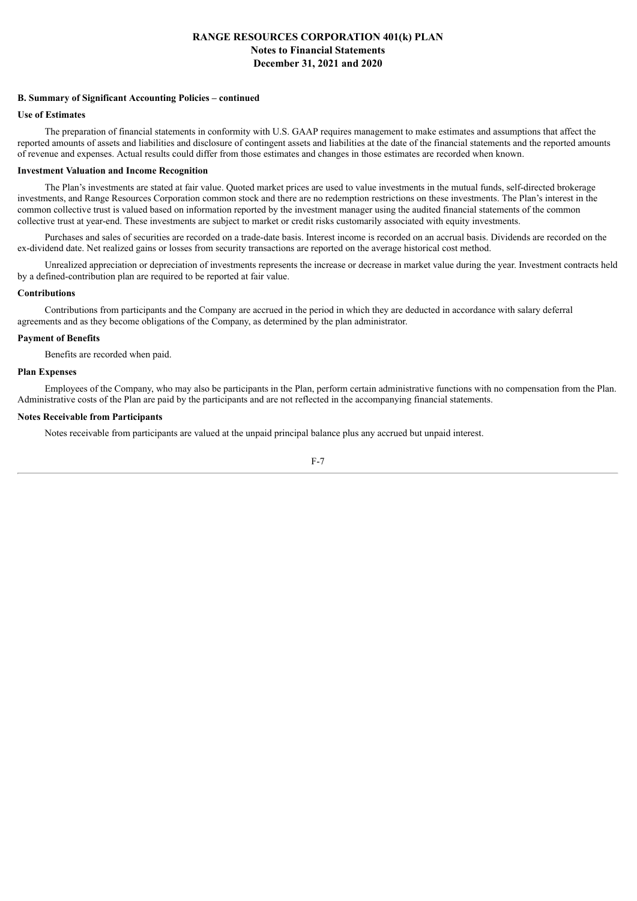### B. Summary of Significant Accounting Policies – continued

#### Use of Estimates

The preparation of financial statements in conformity with U.S. GAAP requires management to make estimates and assumptions that affect the reported amounts of assets and liabilities and disclosure of contingent assets and liabilities at the date of the financial statements and the reported amounts of revenue and expenses. Actual results could differ from those estimates and changes in those estimates are recorded when known.

#### Investment Valuation and Income Recognition

The Plan's investments are stated at fair value. Quoted market prices are used to value investments in the mutual funds, self-directed brokerage investments, and Range Resources Corporation common stock and there are no redemption restrictions on these investments. The Plan's interest in the common collective trust is valued based on information reported by the investment manager using the audited financial statements of the common collective trust at year-end. These investments are subject to market or credit risks customarily associated with equity investments.

Purchases and sales of securities are recorded on a trade-date basis. Interest income is recorded on an accrual basis. Dividends are recorded on the ex-dividend date. Net realized gains or losses from security transactions are reported on the average historical cost method.

Unrealized appreciation or depreciation of investments represents the increase or decrease in market value during the year. Investment contracts held by a defined-contribution plan are required to be reported at fair value.

#### Contributions

Contributions from participants and the Company are accrued in the period in which they are deducted in accordance with salary deferral agreements and as they become obligations of the Company, as determined by the plan administrator.

#### Payment of Benefits

Benefits are recorded when paid.

#### Plan Expenses

Employees of the Company, who may also be participants in the Plan, perform certain administrative functions with no compensation from the Plan. Administrative costs of the Plan are paid by the participants and are not reflected in the accompanying financial statements.

#### Notes Receivable from Participants

Notes receivable from participants are valued at the unpaid principal balance plus any accrued but unpaid interest.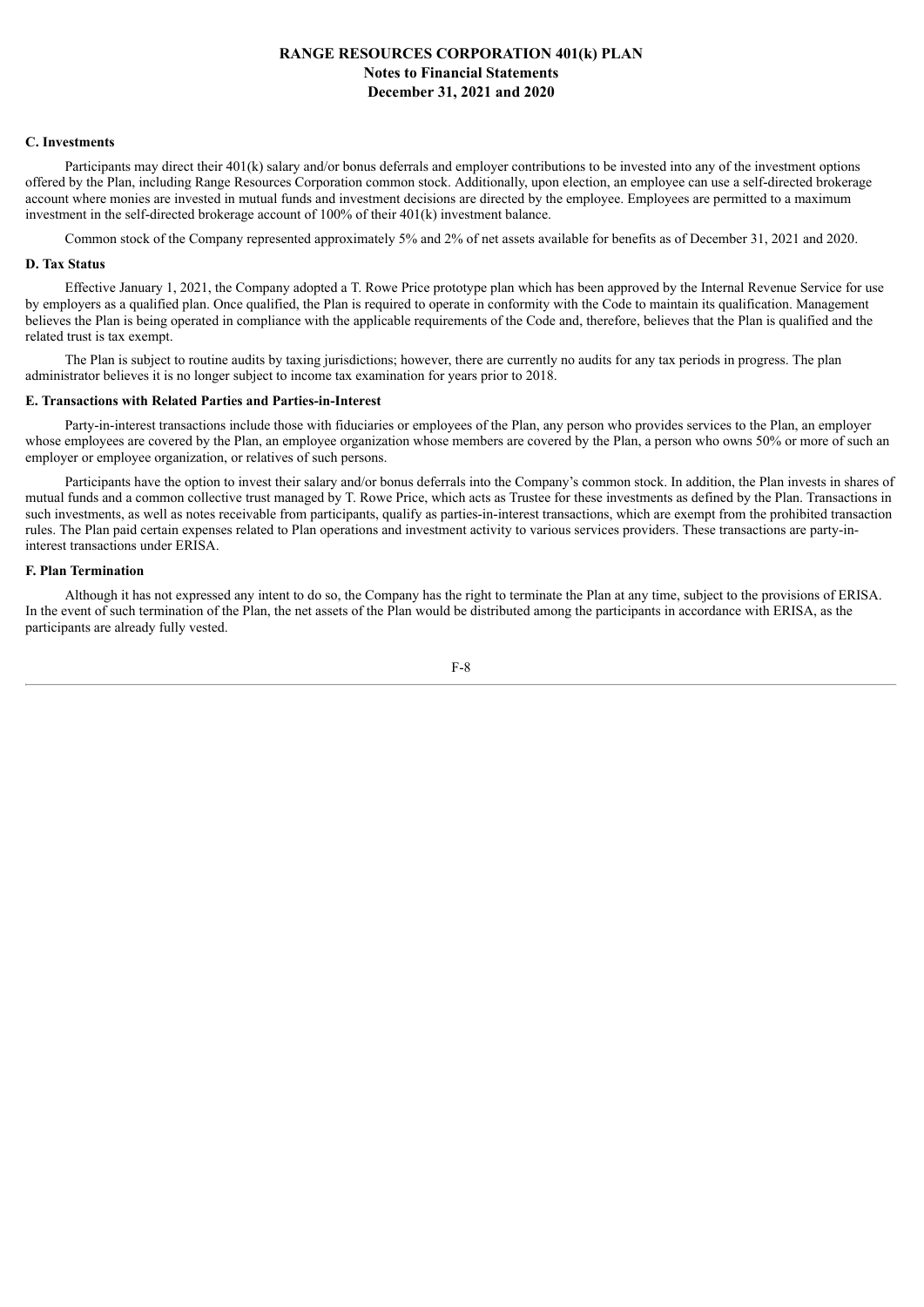### C. Investments

Participants may direct their 401(k) salary and/or bonus deferrals and employer contributions to be invested into any of the investment options offered by the Plan, including Range Resources Corporation common stock. Additionally, upon election, an employee can use a self-directed brokerage account where monies are invested in mutual funds and investment decisions are directed by the employee. Employees are permitted to a maximum investment in the self-directed brokerage account of 100% of their 401(k) investment balance.

Common stock of the Company represented approximately 5% and 2% of net assets available for benefits as of December 31, 2021 and 2020.

### D. Tax Status

Effective January 1, 2021, the Company adopted a T. Rowe Price prototype plan which has been approved by the Internal Revenue Service for use by employers as a qualified plan. Once qualified, the Plan is required to operate in conformity with the Code to maintain its qualification. Management believes the Plan is being operated in compliance with the applicable requirements of the Code and, therefore, believes that the Plan is qualified and the related trust is tax exempt.

The Plan is subject to routine audits by taxing jurisdictions; however, there are currently no audits for any tax periods in progress. The plan administrator believes it is no longer subject to income tax examination for years prior to 2018.

### E. Transactions with Related Parties and Parties-in-Interest

Party-in-interest transactions include those with fiduciaries or employees of the Plan, any person who provides services to the Plan, an employer whose employees are covered by the Plan, an employee organization whose members are covered by the Plan, a person who owns 50% or more of such an employer or employee organization, or relatives of such persons.

Participants have the option to invest their salary and/or bonus deferrals into the Company's common stock. In addition, the Plan invests in shares of mutual funds and a common collective trust managed by T. Rowe Price, which acts as Trustee for these investments as defined by the Plan. Transactions in such investments, as well as notes receivable from participants, qualify as parties-in-interest transactions, which are exempt from the prohibited transaction rules. The Plan paid certain expenses related to Plan operations and investment activity to various services providers. These transactions are party-in-interest transactions under ERISA.

### F. Plan Termination

Although it has not expressed any intent to do so, the Company has the right to terminate the Plan at any time, subject to the provisions of ERISA. In the event of such termination of the Plan, the net assets of the Plan would be distributed among the participants in accordance with ERISA, as the participants are already fully vested.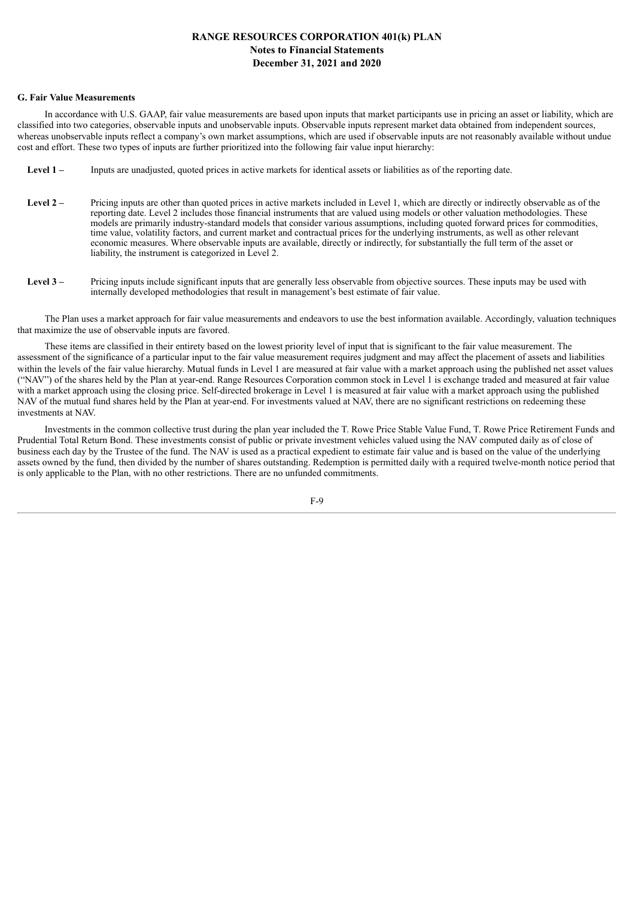### G. Fair Value Measurements

In accordance with U.S. GAAP, fair value measurements are based upon inputs that market participants use in pricing an asset or liability, which are classified into two categories, observable inputs and unobservable inputs. Observable inputs represent market data obtained from independent sources, whereas unobservable inputs reflect a company's own market assumptions, which are used if observable inputs are not reasonably available without undue cost and effort. These two types of inputs are further prioritized into the following fair value input hierarchy:

**Level 1 –** Inputs are unadjusted, quoted prices in active markets for identical assets or liabilities as of the reporting date.

**Level 2 –** Pricing inputs are other than quoted prices in active markets included in Level 1, which are directly or indirectly observable as of the reporting date. Level 2 includes those financial instruments that are valued using models or other valuation methodologies. These models are primarily industry-standard models that consider various assumptions, including quoted forward prices for commodities, time value, volatility factors, and current market and contractual prices for the underlying instruments, as well as other relevant economic measures. Where observable inputs are available, directly or indirectly, for substantially the full term of the asset or liability, the instrument is categorized in Level 2.

**Level 3 –** Pricing inputs include significant inputs that are generally less observable from objective sources. These inputs may be used with internally developed methodologies that result in management's best estimate of fair value.

The Plan uses a market approach for fair value measurements and endeavors to use the best information available. Accordingly, valuation techniques that maximize the use of observable inputs are favored.

These items are classified in their entirety based on the lowest priority level of input that is significant to the fair value measurement. The assessment of the significance of a particular input to the fair value measurement requires judgment and may affect the placement of assets and liabilities within the levels of the fair value hierarchy. Mutual funds in Level 1 are measured at fair value with a market approach using the published net asset values ("NAV") of the shares held by the Plan at year-end. Range Resources Corporation common stock in Level 1 is exchange traded and measured at fair value with a market approach using the closing price. Self-directed brokerage in Level 1 is measured at fair value with a market approach using the published NAV of the mutual fund shares held by the Plan at year-end. For investments valued at NAV, there are no significant restrictions on redeeming these investments at NAV.

Investments in the common collective trust during the plan year included the T. Rowe Price Stable Value Fund, T. Rowe Price Retirement Funds and Prudential Total Return Bond. These investments consist of public or private investment vehicles valued using the NAV computed daily as of close of business each day by the Trustee of the fund. The NAV is used as a practical expedient to estimate fair value and is based on the value of the underlying assets owned by the fund, then divided by the number of shares outstanding. Redemption is permitted daily with a required twelve-month notice period that is only applicable to the Plan, with no other restrictions. There are no unfunded commitments.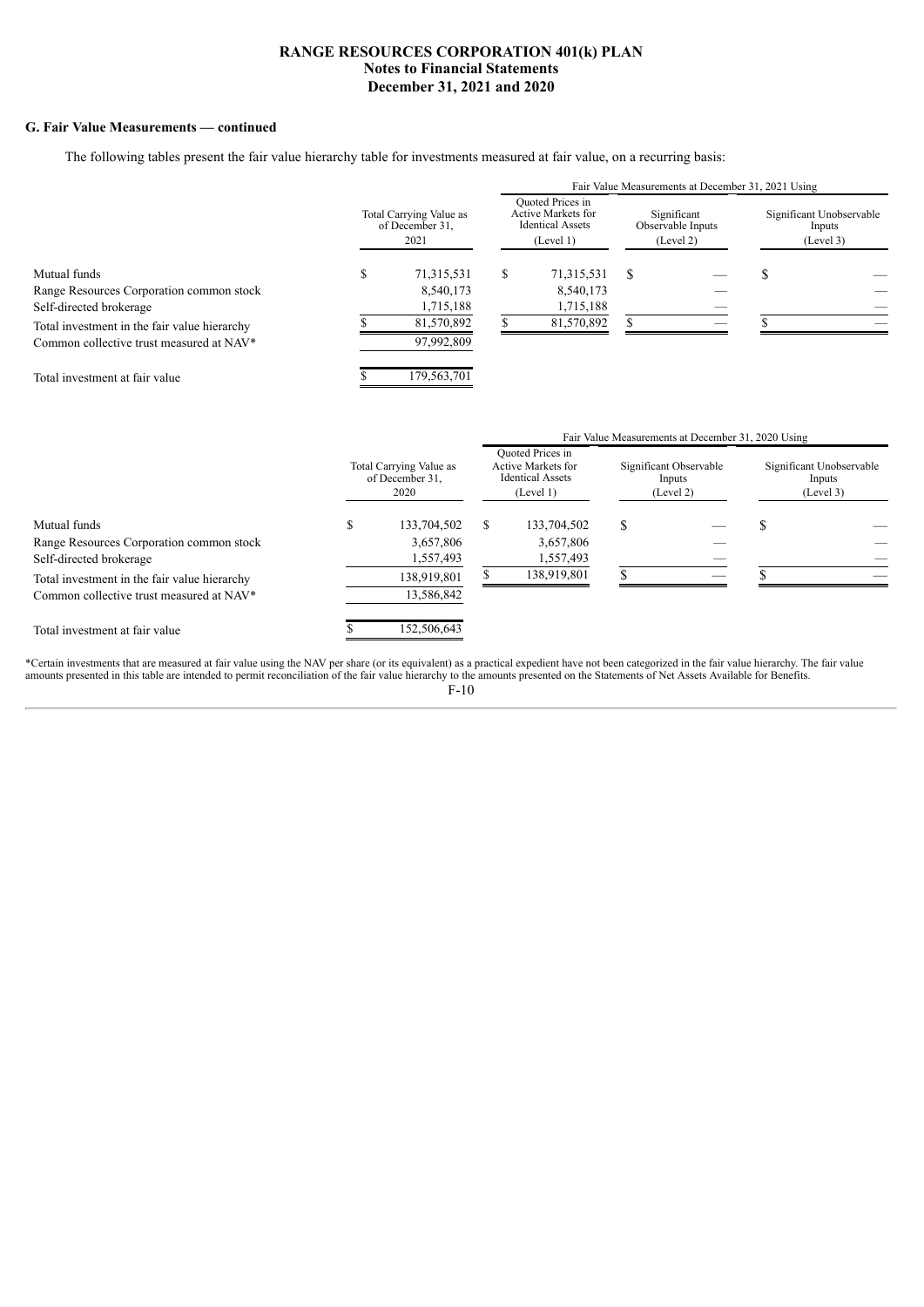## G. Fair Value Measurements — continued

The following tables present the fair value hierarchy table for investments measured at fair value, on a recurring basis:

| | Total Carrying Value as of December 31, 2021 | Fair Value Measurements at December 31, 2021 Using | | |
|---|---|---|---|---|
| | | Quoted Prices in Active Markets for Identical Assets (Level 1) | Significant Observable Inputs (Level 2) | Significant Unobservable Inputs (Level 3) |
| Mutual funds | $ 71,315,531 | $ 71,315,531 | $ — | $ — |
| Range Resources Corporation common stock | 8,540,173 | 8,540,173 | — | — |
| Self-directed brokerage | 1,715,188 | 1,715,188 | — | — |
| Total investment in the fair value hierarchy | $ 81,570,892 | $ 81,570,892 | $ — | $ — |
| Common collective trust measured at NAV* | 97,992,809 | | | |
| Total investment at fair value | $ 179,563,701 | | | |

| | Total Carrying Value as of December 31, 2020 | Fair Value Measurements at December 31, 2020 Using | | |
|---|---|---|---|---|
| | | Quoted Prices in Active Markets for Identical Assets (Level 1) | Significant Observable Inputs (Level 2) | Significant Unobservable Inputs (Level 3) |
| Mutual funds | $ 133,704,502 | $ 133,704,502 | $ — | $ — |
| Range Resources Corporation common stock | 3,657,806 | 3,657,806 | — | — |
| Self-directed brokerage | 1,557,493 | 1,557,493 | — | — |
| Total investment in the fair value hierarchy | 138,919,801 | $ 138,919,801 | $ — | $ — |
| Common collective trust measured at NAV* | 13,586,842 | | | |
| Total investment at fair value | $ 152,506,643 | | | |

*Certain investments that are measured at fair value using the NAV per share (or its equivalent) as a practical expedient have not been categorized in the fair value hierarchy. The fair value amounts presented in this table are intended to permit reconciliation of the fair value hierarchy to the amounts presented on the Statements of Net Assets Available for Benefits.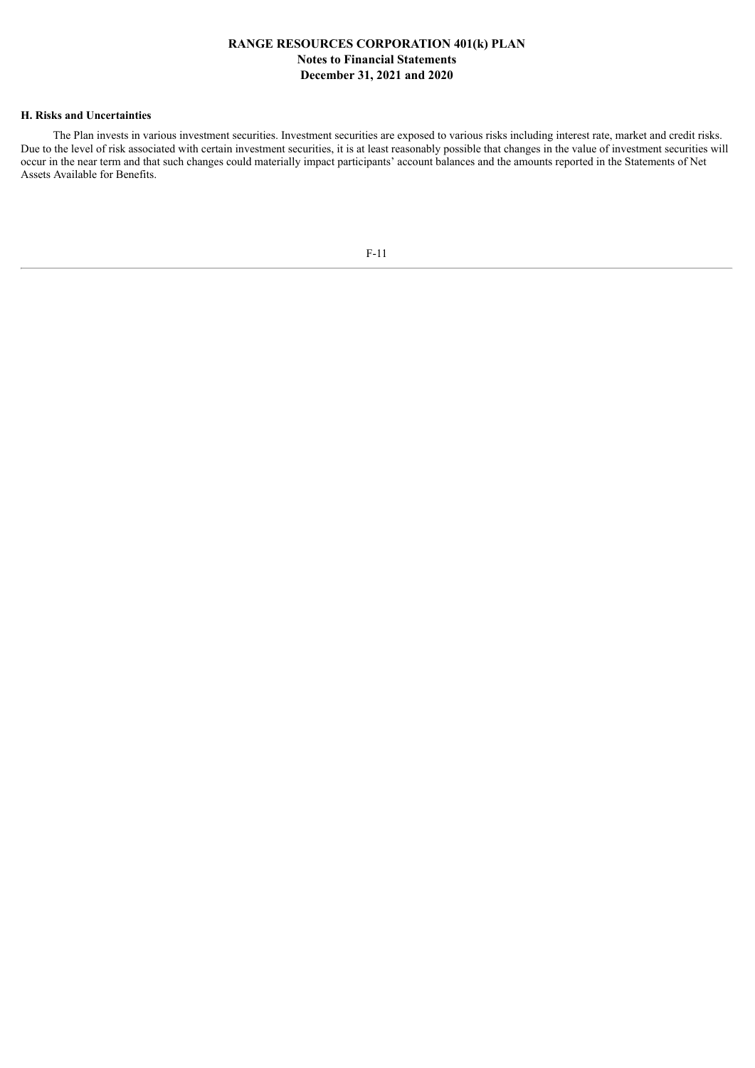#### H. Risks and Uncertainties

The Plan invests in various investment securities. Investment securities are exposed to various risks including interest rate, market and credit risks. Due to the level of risk associated with certain investment securities, it is at least reasonably possible that changes in the value of investment securities will occur in the near term and that such changes could materially impact participants' account balances and the amounts reported in the Statements of Net Assets Available for Benefits.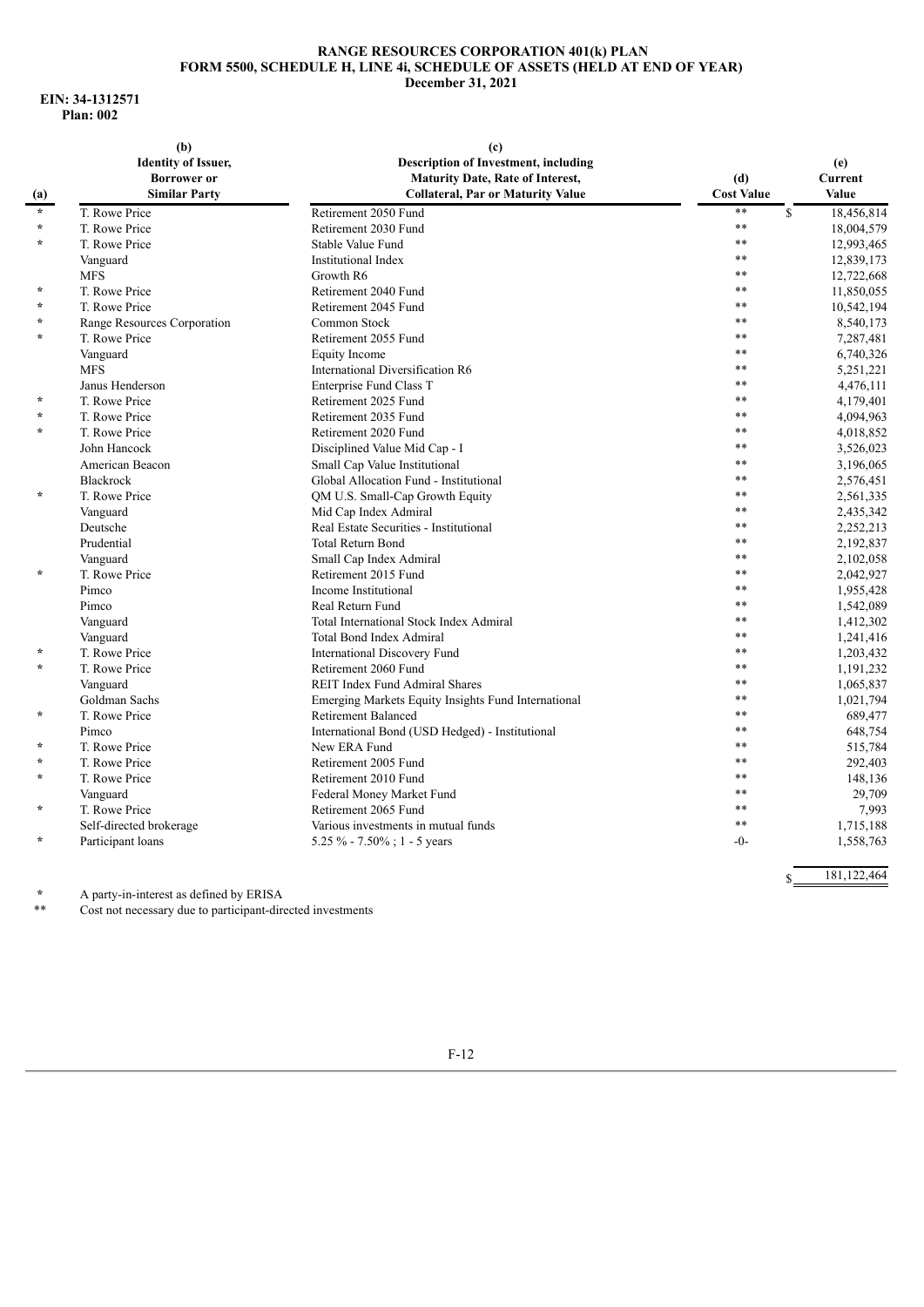**RANGE RESOURCES CORPORATION 401(k) PLAN**
**FORM 5500, SCHEDULE H, LINE 4i, SCHEDULE OF ASSETS (HELD AT END OF YEAR)**
**December 31, 2021**

**EIN: 34-1312571**
**Plan: 002**

| (a) | (b) Identity of Issuer, Borrower or Similar Party | (c) Description of Investment, including Maturity Date, Rate of Interest, Collateral, Par or Maturity Value | (d) Cost Value | (e) Current Value |
|---|---|---|---|---|
| * | T. Rowe Price | Retirement 2050 Fund | ** | $ 18,456,814 |
| * | T. Rowe Price | Retirement 2030 Fund | ** | 18,004,579 |
| * | T. Rowe Price | Stable Value Fund | ** | 12,993,465 |
| | Vanguard | Institutional Index | ** | 12,839,173 |
| | MFS | Growth R6 | ** | 12,722,668 |
| * | T. Rowe Price | Retirement 2040 Fund | ** | 11,850,055 |
| * | T. Rowe Price | Retirement 2045 Fund | ** | 10,542,194 |
| * | Range Resources Corporation | Common Stock | ** | 8,540,173 |
| * | T. Rowe Price | Retirement 2055 Fund | ** | 7,287,481 |
| | Vanguard | Equity Income | ** | 6,740,326 |
| | MFS | International Diversification R6 | ** | 5,251,221 |
| | Janus Henderson | Enterprise Fund Class T | ** | 4,476,111 |
| * | T. Rowe Price | Retirement 2025 Fund | ** | 4,179,401 |
| * | T. Rowe Price | Retirement 2035 Fund | ** | 4,094,963 |
| * | T. Rowe Price | Retirement 2020 Fund | ** | 4,018,852 |
| | John Hancock | Disciplined Value Mid Cap - I | ** | 3,526,023 |
| | American Beacon | Small Cap Value Institutional | ** | 3,196,065 |
| | Blackrock | Global Allocation Fund - Institutional | ** | 2,576,451 |
| * | T. Rowe Price | QM U.S. Small-Cap Growth Equity | ** | 2,561,335 |
| | Vanguard | Mid Cap Index Admiral | ** | 2,435,342 |
| | Deutsche | Real Estate Securities - Institutional | ** | 2,252,213 |
| | Prudential | Total Return Bond | ** | 2,192,837 |
| | Vanguard | Small Cap Index Admiral | ** | 2,102,058 |
| * | T. Rowe Price | Retirement 2015 Fund | ** | 2,042,927 |
| | Pimco | Income Institutional | ** | 1,955,428 |
| | Pimco | Real Return Fund | ** | 1,542,089 |
| | Vanguard | Total International Stock Index Admiral | ** | 1,412,302 |
| | Vanguard | Total Bond Index Admiral | ** | 1,241,416 |
| * | T. Rowe Price | International Discovery Fund | ** | 1,203,432 |
| * | T. Rowe Price | Retirement 2060 Fund | ** | 1,191,232 |
| | Vanguard | REIT Index Fund Admiral Shares | ** | 1,065,837 |
| | Goldman Sachs | Emerging Markets Equity Insights Fund International | ** | 1,021,794 |
| * | T. Rowe Price | Retirement Balanced | ** | 689,477 |
| | Pimco | International Bond (USD Hedged) - Institutional | ** | 648,754 |
| * | T. Rowe Price | New ERA Fund | ** | 515,784 |
| * | T. Rowe Price | Retirement 2005 Fund | ** | 292,403 |
| * | T. Rowe Price | Retirement 2010 Fund | ** | 148,136 |
| | Vanguard | Federal Money Market Fund | ** | 29,709 |
| * | T. Rowe Price | Retirement 2065 Fund | ** | 7,993 |
| | Self-directed brokerage | Various investments in mutual funds | ** | 1,715,188 |
| * | Participant loans | 5.25 % - 7.50% ; 1 - 5 years | -0- | 1,558,763 |
| | | | | $ 181,122,464 |

\* A party-in-interest as defined by ERISA

** Cost not necessary due to participant-directed investments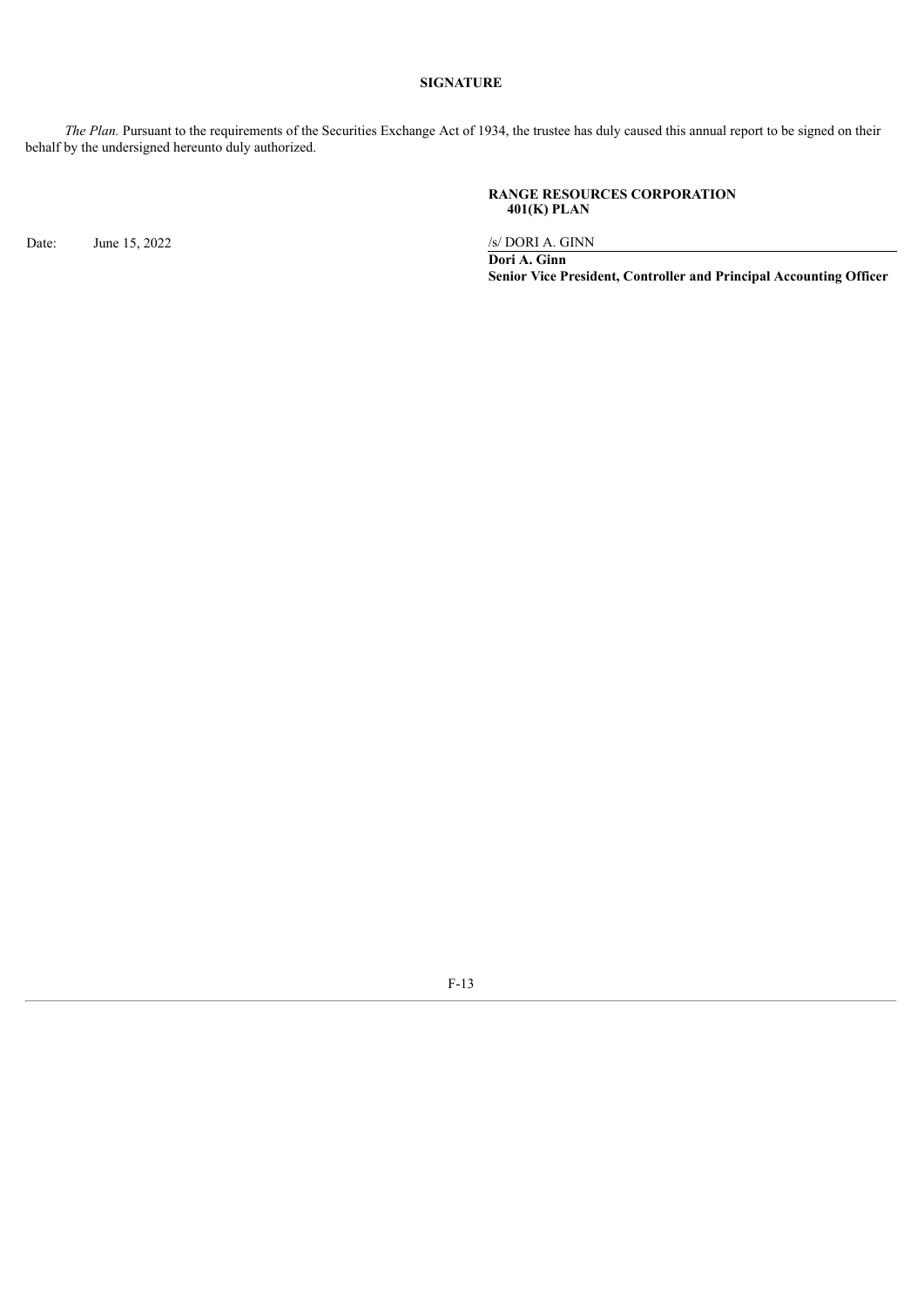**SIGNATURE**

*The Plan.* Pursuant to the requirements of the Securities Exchange Act of 1934, the trustee has duly caused this annual report to be signed on their behalf by the undersigned hereunto duly authorized.

**RANGE RESOURCES CORPORATION 401(K) PLAN**

Date: June 15, 2022

/s/ DORI A. GINN

**Dori A. Ginn**
**Senior Vice President, Controller and Principal Accounting Officer**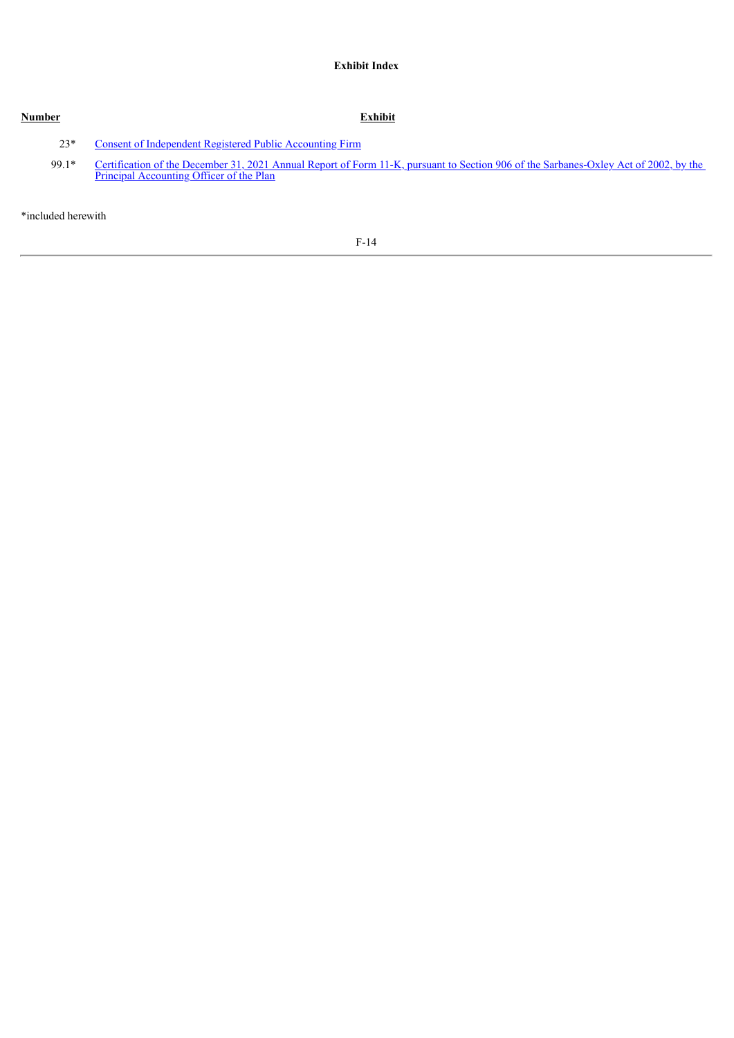**Exhibit Index**

| Number | Exhibit |
| --- | --- |
| 23* | Consent of Independent Registered Public Accounting Firm |
| 99.1* | Certification of the December 31, 2021 Annual Report of Form 11-K, pursuant to Section 906 of the Sarbanes-Oxley Act of 2002, by the Principal Accounting Officer of the Plan |

*included herewith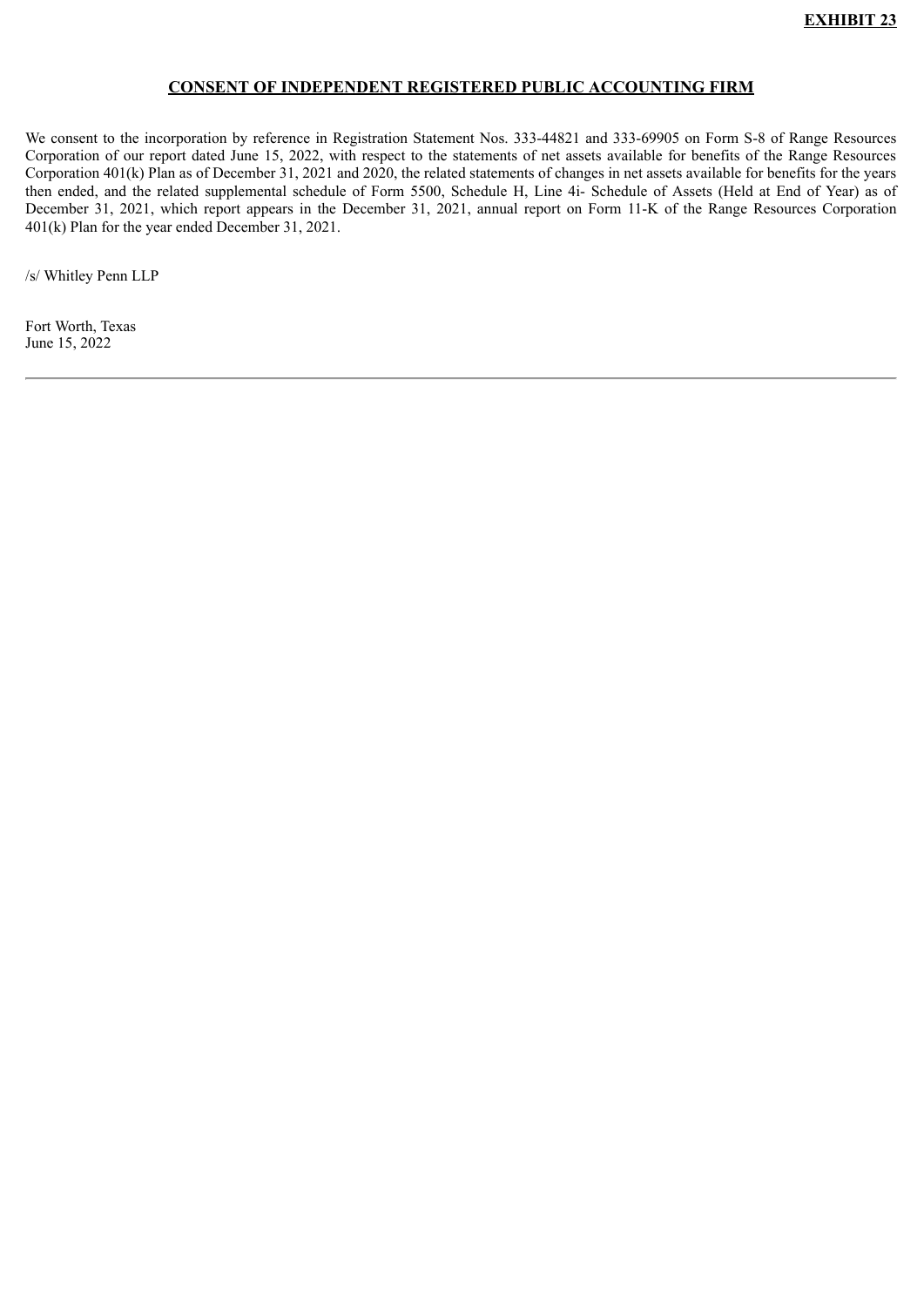**EXHIBIT 23**

## CONSENT OF INDEPENDENT REGISTERED PUBLIC ACCOUNTING FIRM

We consent to the incorporation by reference in Registration Statement Nos. 333-44821 and 333-69905 on Form S-8 of Range Resources Corporation of our report dated June 15, 2022, with respect to the statements of net assets available for benefits of the Range Resources Corporation 401(k) Plan as of December 31, 2021 and 2020, the related statements of changes in net assets available for benefits for the years then ended, and the related supplemental schedule of Form 5500, Schedule H, Line 4i- Schedule of Assets (Held at End of Year) as of December 31, 2021, which report appears in the December 31, 2021, annual report on Form 11-K of the Range Resources Corporation 401(k) Plan for the year ended December 31, 2021.

/s/ Whitley Penn LLP

Fort Worth, Texas
June 15, 2022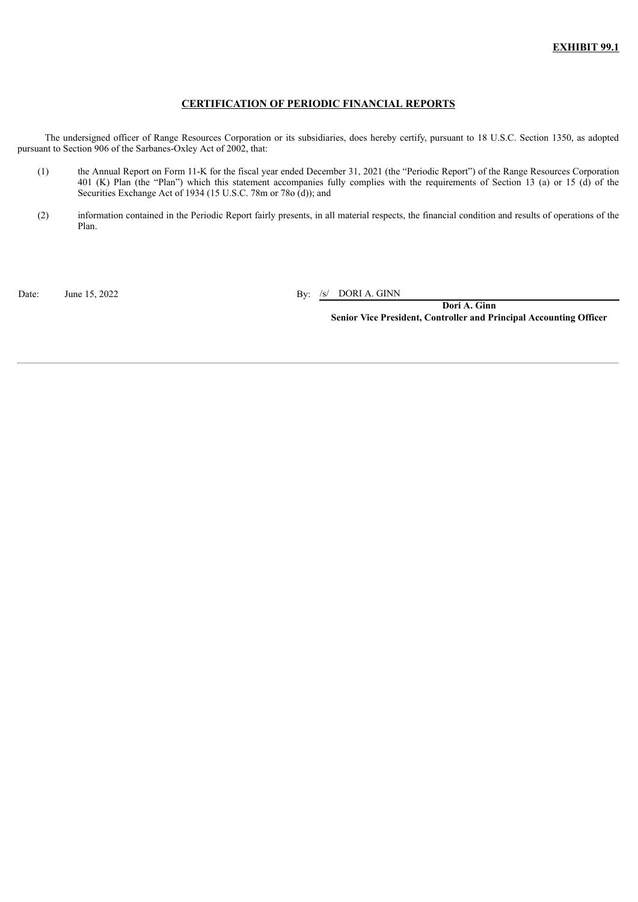**EXHIBIT 99.1**

## CERTIFICATION OF PERIODIC FINANCIAL REPORTS

The undersigned officer of Range Resources Corporation or its subsidiaries, does hereby certify, pursuant to 18 U.S.C. Section 1350, as adopted pursuant to Section 906 of the Sarbanes-Oxley Act of 2002, that:

(1) the Annual Report on Form 11-K for the fiscal year ended December 31, 2021 (the "Periodic Report") of the Range Resources Corporation 401 (K) Plan (the "Plan") which this statement accompanies fully complies with the requirements of Section 13 (a) or 15 (d) of the Securities Exchange Act of 1934 (15 U.S.C. 78m or 78o (d)); and

(2) information contained in the Periodic Report fairly presents, in all material respects, the financial condition and results of operations of the Plan.

Date: June 15, 2022

By: /s/ DORI A. GINN

**Dori A. Ginn**

**Senior Vice President, Controller and Principal Accounting Officer**